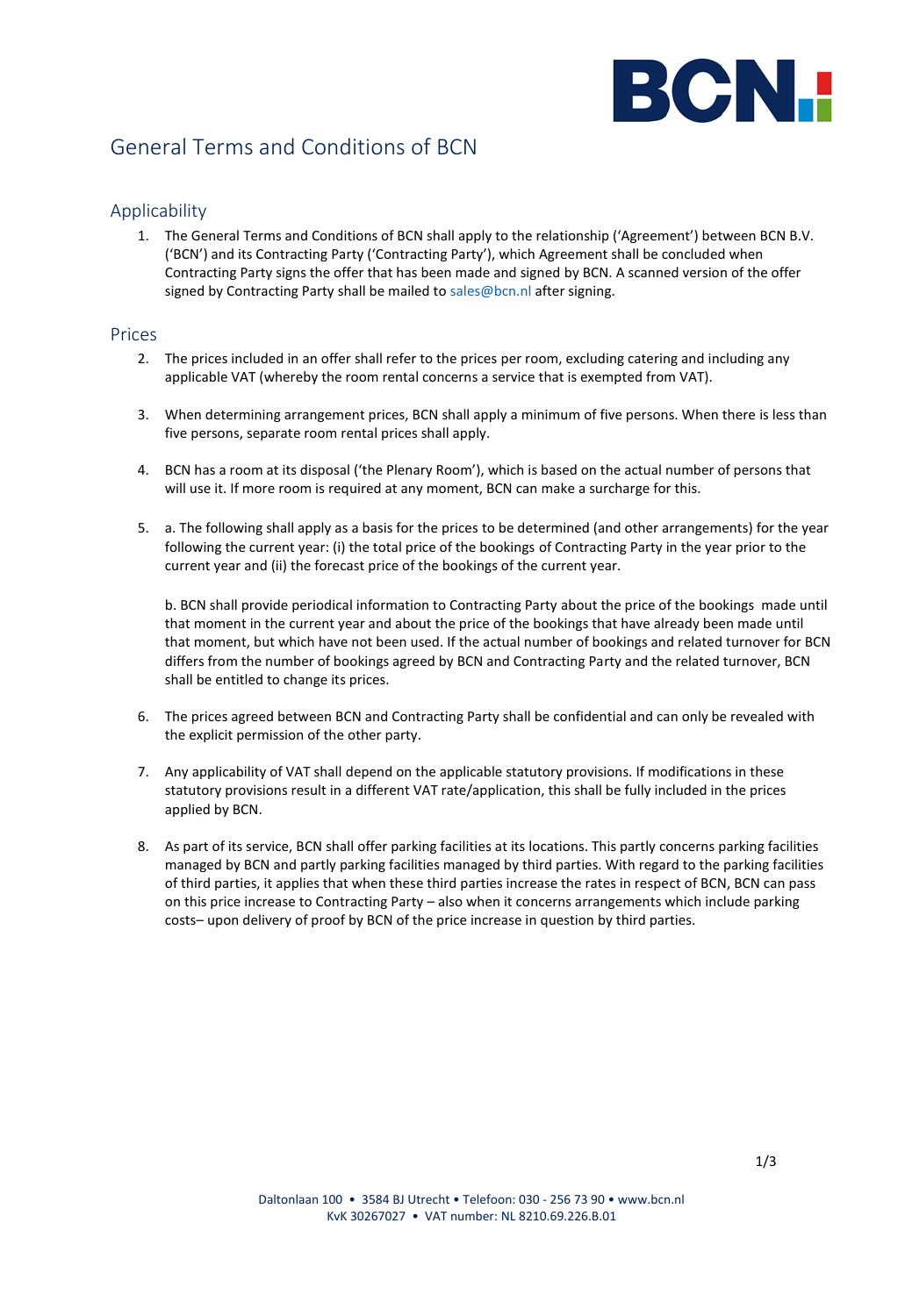# General Terms and Conditions of BCN

## Applicability

1. The General Terms and Conditions of BCN shall apply to the relationship ('Agreement') between BCN B.V. ('BCN') and its Contracting Party ('Contracting Party'), which Agreement shall be concluded when Contracting Party signs the offer that has been made and signed by BCN. A scanned version of the offer signed by Contracting Party shall be mailed to sales@bcn.nl after signing.

## Prices

2. The prices included in an offer shall refer to the prices per room, excluding catering and including any applicable VAT (whereby the room rental concerns a service that is exempted from VAT).

3. When determining arrangement prices, BCN shall apply a minimum of five persons. When there is less than five persons, separate room rental prices shall apply.

4. BCN has a room at its disposal ('the Plenary Room'), which is based on the actual number of persons that will use it. If more room is required at any moment, BCN can make a surcharge for this.

5. a. The following shall apply as a basis for the prices to be determined (and other arrangements) for the year following the current year: (i) the total price of the bookings of Contracting Party in the year prior to the current year and (ii) the forecast price of the bookings of the current year.

   b. BCN shall provide periodical information to Contracting Party about the price of the bookings made until that moment in the current year and about the price of the bookings that have already been made until that moment, but which have not been used. If the actual number of bookings and related turnover for BCN differs from the number of bookings agreed by BCN and Contracting Party and the related turnover, BCN shall be entitled to change its prices.

6. The prices agreed between BCN and Contracting Party shall be confidential and can only be revealed with the explicit permission of the other party.

7. Any applicability of VAT shall depend on the applicable statutory provisions. If modifications in these statutory provisions result in a different VAT rate/application, this shall be fully included in the prices applied by BCN.

8. As part of its service, BCN shall offer parking facilities at its locations. This partly concerns parking facilities managed by BCN and partly parking facilities managed by third parties. With regard to the parking facilities of third parties, it applies that when these third parties increase the rates in respect of BCN, BCN can pass on this price increase to Contracting Party – also when it concerns arrangements which include parking costs– upon delivery of proof by BCN of the price increase in question by third parties.

Daltonlaan 100 • 3584 BJ Utrecht • Telefoon: 030 - 256 73 90 • www.bcn.nl
KvK 30267027 • VAT number: NL 8210.69.226.B.01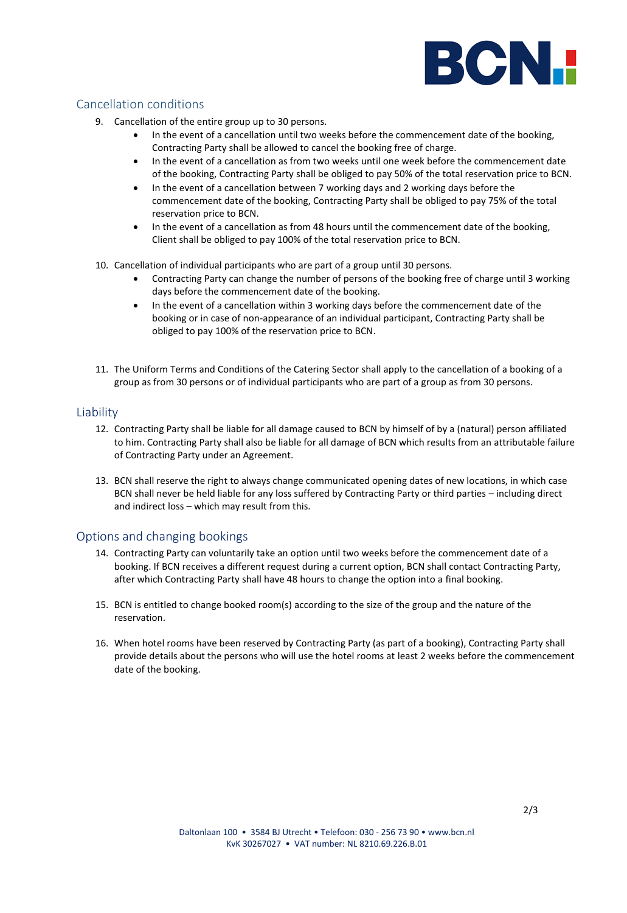## Cancellation conditions

9. Cancellation of the entire group up to 30 persons.
    - In the event of a cancellation until two weeks before the commencement date of the booking, Contracting Party shall be allowed to cancel the booking free of charge.
    - In the event of a cancellation as from two weeks until one week before the commencement date of the booking, Contracting Party shall be obliged to pay 50% of the total reservation price to BCN.
    - In the event of a cancellation between 7 working days and 2 working days before the commencement date of the booking, Contracting Party shall be obliged to pay 75% of the total reservation price to BCN.
    - In the event of a cancellation as from 48 hours until the commencement date of the booking, Client shall be obliged to pay 100% of the total reservation price to BCN.

10. Cancellation of individual participants who are part of a group until 30 persons.
    - Contracting Party can change the number of persons of the booking free of charge until 3 working days before the commencement date of the booking.
    - In the event of a cancellation within 3 working days before the commencement date of the booking or in case of non-appearance of an individual participant, Contracting Party shall be obliged to pay 100% of the reservation price to BCN.

11. The Uniform Terms and Conditions of the Catering Sector shall apply to the cancellation of a booking of a group as from 30 persons or of individual participants who are part of a group as from 30 persons.

## Liability

12. Contracting Party shall be liable for all damage caused to BCN by himself of by a (natural) person affiliated to him. Contracting Party shall also be liable for all damage of BCN which results from an attributable failure of Contracting Party under an Agreement.

13. BCN shall reserve the right to always change communicated opening dates of new locations, in which case BCN shall never be held liable for any loss suffered by Contracting Party or third parties – including direct and indirect loss – which may result from this.

## Options and changing bookings

14. Contracting Party can voluntarily take an option until two weeks before the commencement date of a booking. If BCN receives a different request during a current option, BCN shall contact Contracting Party, after which Contracting Party shall have 48 hours to change the option into a final booking.

15. BCN is entitled to change booked room(s) according to the size of the group and the nature of the reservation.

16. When hotel rooms have been reserved by Contracting Party (as part of a booking), Contracting Party shall provide details about the persons who will use the hotel rooms at least 2 weeks before the commencement date of the booking.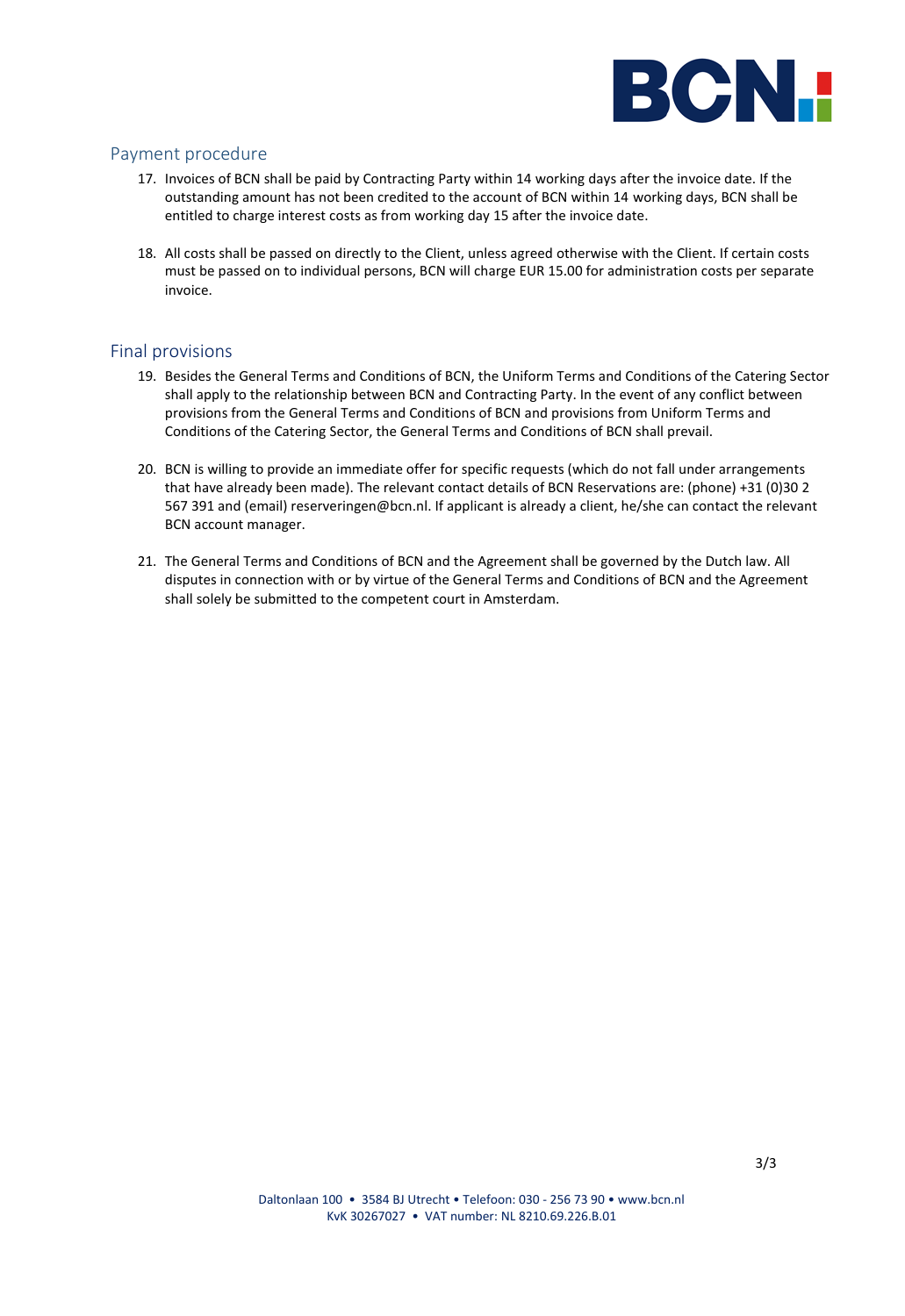## Payment procedure

17. Invoices of BCN shall be paid by Contracting Party within 14 working days after the invoice date. If the outstanding amount has not been credited to the account of BCN within 14 working days, BCN shall be entitled to charge interest costs as from working day 15 after the invoice date.

18. All costs shall be passed on directly to the Client, unless agreed otherwise with the Client. If certain costs must be passed on to individual persons, BCN will charge EUR 15.00 for administration costs per separate invoice.

## Final provisions

19. Besides the General Terms and Conditions of BCN, the Uniform Terms and Conditions of the Catering Sector shall apply to the relationship between BCN and Contracting Party. In the event of any conflict between provisions from the General Terms and Conditions of BCN and provisions from Uniform Terms and Conditions of the Catering Sector, the General Terms and Conditions of BCN shall prevail.

20. BCN is willing to provide an immediate offer for specific requests (which do not fall under arrangements that have already been made). The relevant contact details of BCN Reservations are: (phone) +31 (0)30 2 567 391 and (email) reserveringen@bcn.nl. If applicant is already a client, he/she can contact the relevant BCN account manager.

21. The General Terms and Conditions of BCN and the Agreement shall be governed by the Dutch law. All disputes in connection with or by virtue of the General Terms and Conditions of BCN and the Agreement shall solely be submitted to the competent court in Amsterdam.